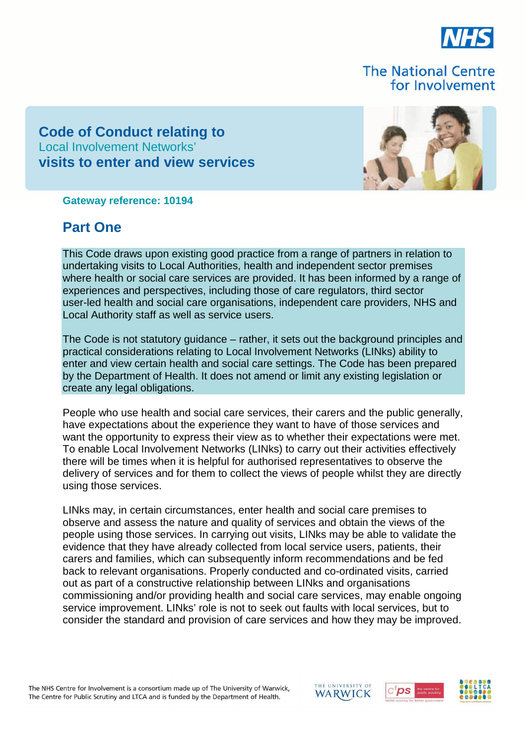The National Centre for Involvement

# Code of Conduct relating to Local Involvement Networks' visits to enter and view services

**Gateway reference: 10194**

## Part One

This Code draws upon existing good practice from a range of partners in relation to undertaking visits to Local Authorities, health and independent sector premises where health or social care services are provided. It has been informed by a range of experiences and perspectives, including those of care regulators, third sector user-led health and social care organisations, independent care providers, NHS and Local Authority staff as well as service users.

The Code is not statutory guidance – rather, it sets out the background principles and practical considerations relating to Local Involvement Networks (LINks) ability to enter and view certain health and social care settings. The Code has been prepared by the Department of Health. It does not amend or limit any existing legislation or create any legal obligations.

People who use health and social care services, their carers and the public generally, have expectations about the experience they want to have of those services and want the opportunity to express their view as to whether their expectations were met. To enable Local Involvement Networks (LINks) to carry out their activities effectively there will be times when it is helpful for authorised representatives to observe the delivery of services and for them to collect the views of people whilst they are directly using those services.

LINks may, in certain circumstances, enter health and social care premises to observe and assess the nature and quality of services and obtain the views of the people using those services. In carrying out visits, LINks may be able to validate the evidence that they have already collected from local service users, patients, their carers and families, which can subsequently inform recommendations and be fed back to relevant organisations. Properly conducted and co-ordinated visits, carried out as part of a constructive relationship between LINks and organisations commissioning and/or providing health and social care services, may enable ongoing service improvement. LINks' role is not to seek out faults with local services, but to consider the standard and provision of care services and how they may be improved.

The NHS Centre for Involvement is a consortium made up of The University of Warwick, The Centre for Public Scrutiny and LTCA and is funded by the Department of Health.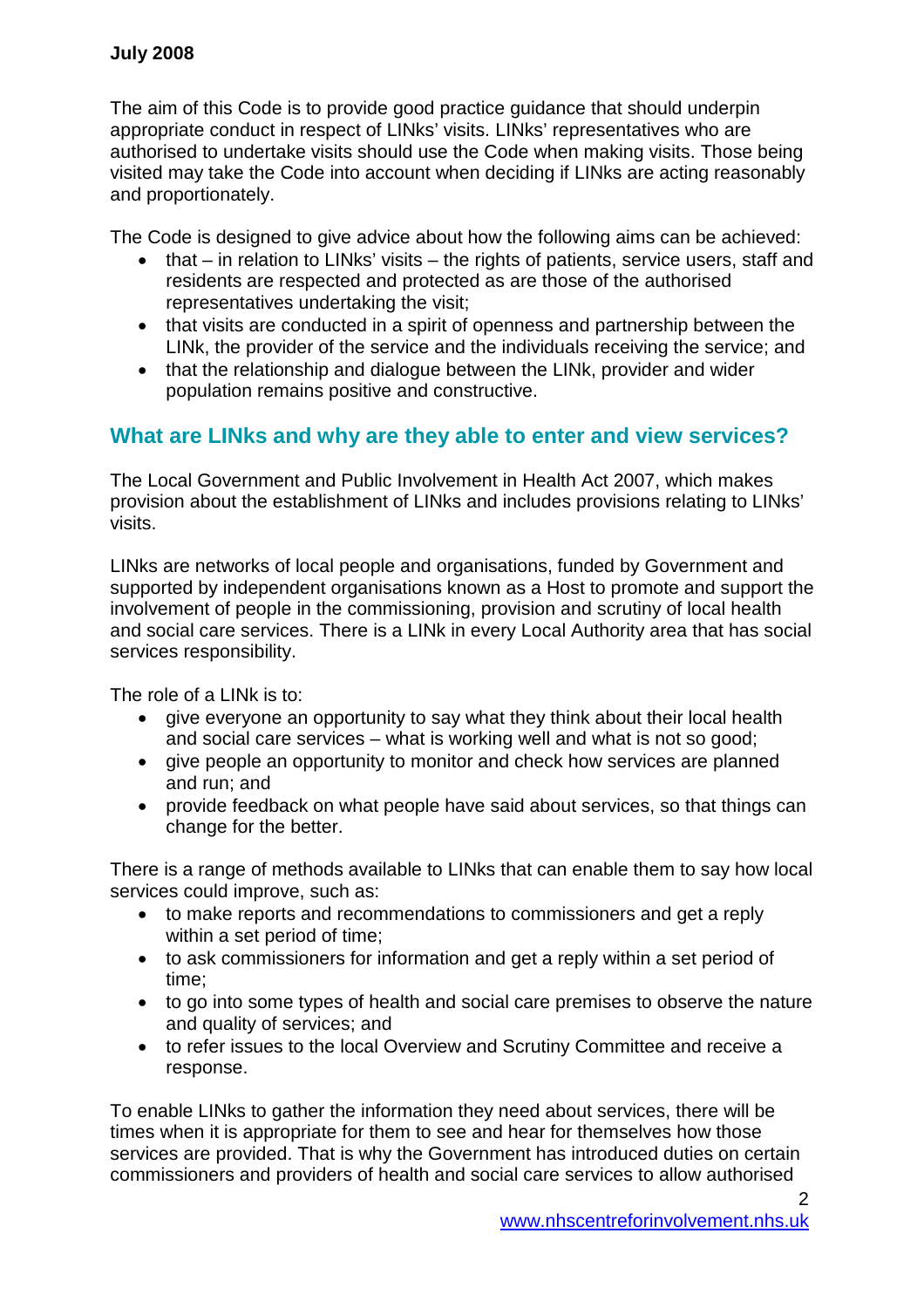The aim of this Code is to provide good practice guidance that should underpin appropriate conduct in respect of LINks' visits. LINks' representatives who are authorised to undertake visits should use the Code when making visits. Those being visited may take the Code into account when deciding if LINks are acting reasonably and proportionately.

The Code is designed to give advice about how the following aims can be achieved:

- that – in relation to LINks' visits – the rights of patients, service users, staff and residents are respected and protected as are those of the authorised representatives undertaking the visit;
- that visits are conducted in a spirit of openness and partnership between the LINk, the provider of the service and the individuals receiving the service; and
- that the relationship and dialogue between the LINk, provider and wider population remains positive and constructive.

## What are LINks and why are they able to enter and view services?

The Local Government and Public Involvement in Health Act 2007, which makes provision about the establishment of LINks and includes provisions relating to LINks' visits.

LINks are networks of local people and organisations, funded by Government and supported by independent organisations known as a Host to promote and support the involvement of people in the commissioning, provision and scrutiny of local health and social care services. There is a LINk in every Local Authority area that has social services responsibility.

The role of a LINk is to:

- give everyone an opportunity to say what they think about their local health and social care services – what is working well and what is not so good;
- give people an opportunity to monitor and check how services are planned and run; and
- provide feedback on what people have said about services, so that things can change for the better.

There is a range of methods available to LINks that can enable them to say how local services could improve, such as:

- to make reports and recommendations to commissioners and get a reply within a set period of time;
- to ask commissioners for information and get a reply within a set period of time;
- to go into some types of health and social care premises to observe the nature and quality of services; and
- to refer issues to the local Overview and Scrutiny Committee and receive a response.

To enable LINks to gather the information they need about services, there will be times when it is appropriate for them to see and hear for themselves how those services are provided. That is why the Government has introduced duties on certain commissioners and providers of health and social care services to allow authorised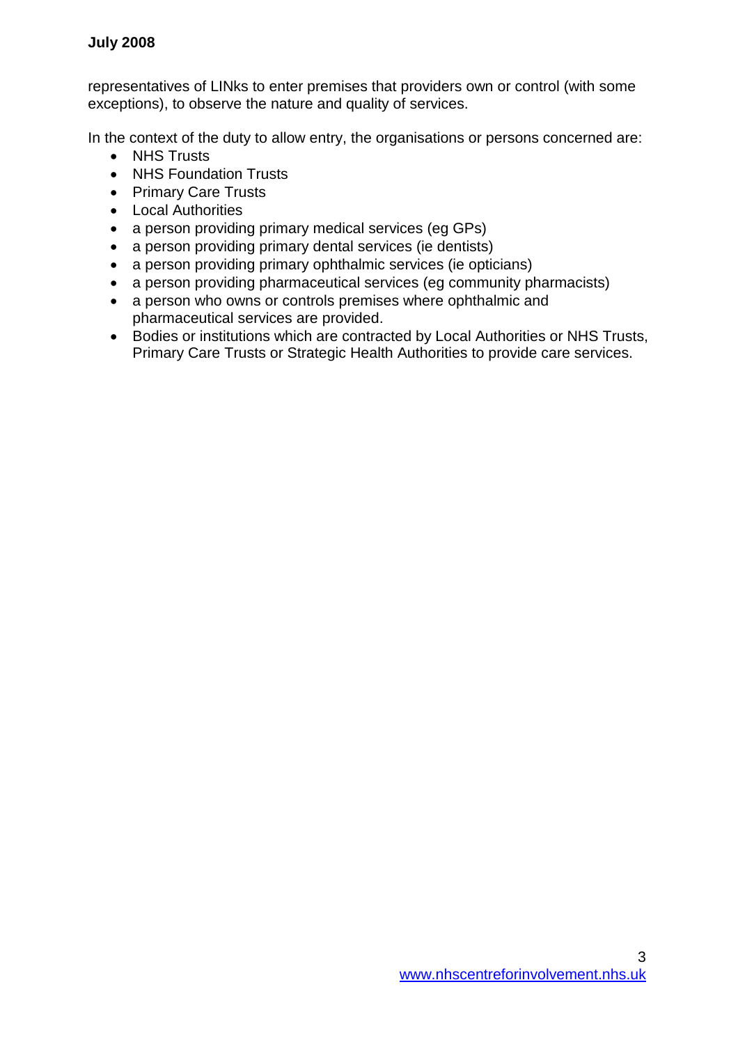representatives of LINks to enter premises that providers own or control (with some exceptions), to observe the nature and quality of services.

In the context of the duty to allow entry, the organisations or persons concerned are:

- NHS Trusts
- NHS Foundation Trusts
- Primary Care Trusts
- Local Authorities
- a person providing primary medical services (eg GPs)
- a person providing primary dental services (ie dentists)
- a person providing primary ophthalmic services (ie opticians)
- a person providing pharmaceutical services (eg community pharmacists)
- a person who owns or controls premises where ophthalmic and pharmaceutical services are provided.
- Bodies or institutions which are contracted by Local Authorities or NHS Trusts, Primary Care Trusts or Strategic Health Authorities to provide care services.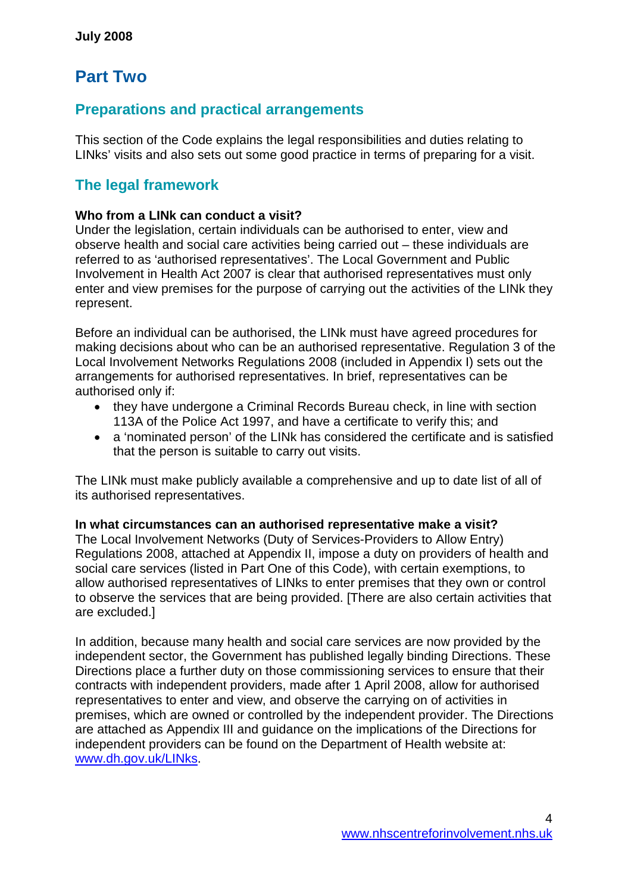# Part Two

## Preparations and practical arrangements

This section of the Code explains the legal responsibilities and duties relating to LINks' visits and also sets out some good practice in terms of preparing for a visit.

## The legal framework

**Who from a LINk can conduct a visit?**

Under the legislation, certain individuals can be authorised to enter, view and observe health and social care activities being carried out – these individuals are referred to as 'authorised representatives'. The Local Government and Public Involvement in Health Act 2007 is clear that authorised representatives must only enter and view premises for the purpose of carrying out the activities of the LINk they represent.

Before an individual can be authorised, the LINk must have agreed procedures for making decisions about who can be an authorised representative. Regulation 3 of the Local Involvement Networks Regulations 2008 (included in Appendix I) sets out the arrangements for authorised representatives. In brief, representatives can be authorised only if:

- they have undergone a Criminal Records Bureau check, in line with section 113A of the Police Act 1997, and have a certificate to verify this; and
- a 'nominated person' of the LINk has considered the certificate and is satisfied that the person is suitable to carry out visits.

The LINk must make publicly available a comprehensive and up to date list of all of its authorised representatives.

**In what circumstances can an authorised representative make a visit?**

The Local Involvement Networks (Duty of Services-Providers to Allow Entry) Regulations 2008, attached at Appendix II, impose a duty on providers of health and social care services (listed in Part One of this Code), with certain exemptions, to allow authorised representatives of LINks to enter premises that they own or control to observe the services that are being provided. [There are also certain activities that are excluded.]

In addition, because many health and social care services are now provided by the independent sector, the Government has published legally binding Directions. These Directions place a further duty on those commissioning services to ensure that their contracts with independent providers, made after 1 April 2008, allow for authorised representatives to enter and view, and observe the carrying on of activities in premises, which are owned or controlled by the independent provider. The Directions are attached as Appendix III and guidance on the implications of the Directions for independent providers can be found on the Department of Health website at: www.dh.gov.uk/LINks.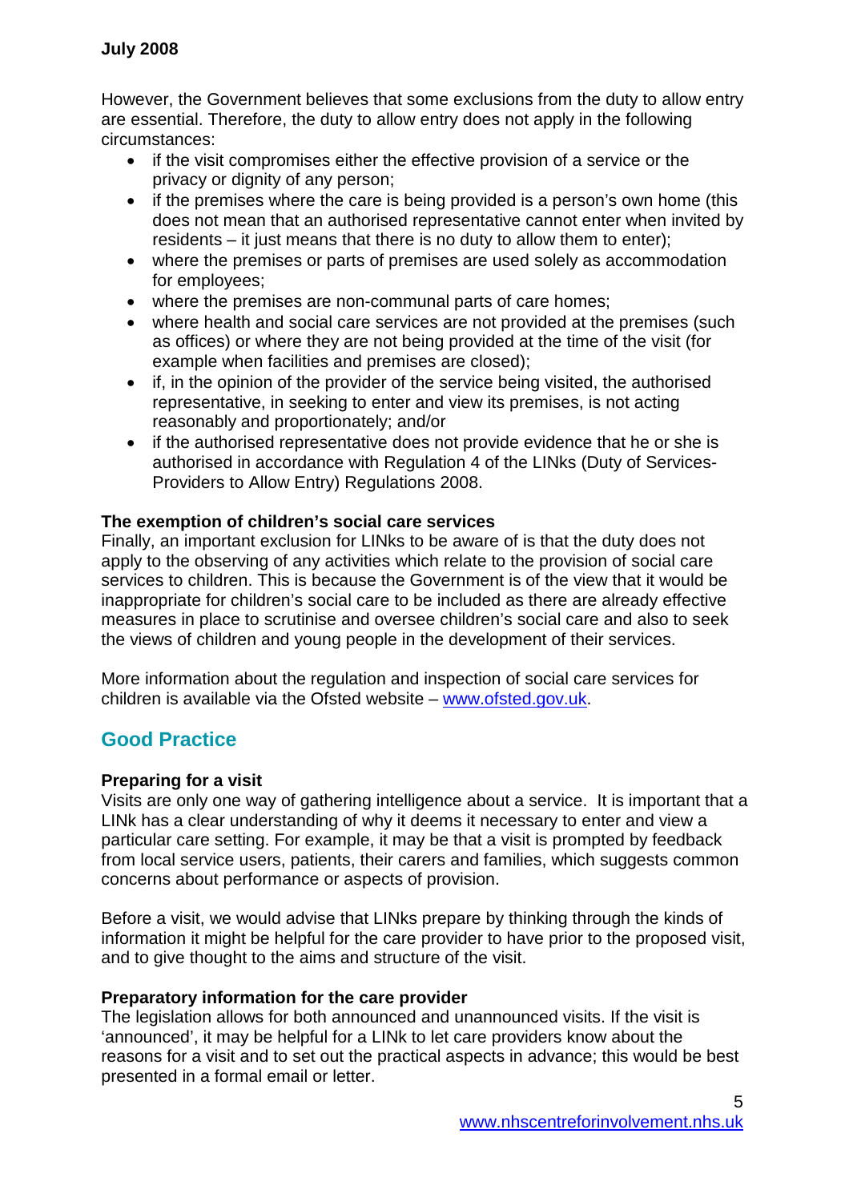However, the Government believes that some exclusions from the duty to allow entry are essential. Therefore, the duty to allow entry does not apply in the following circumstances:

- if the visit compromises either the effective provision of a service or the privacy or dignity of any person;
- if the premises where the care is being provided is a person's own home (this does not mean that an authorised representative cannot enter when invited by residents – it just means that there is no duty to allow them to enter);
- where the premises or parts of premises are used solely as accommodation for employees;
- where the premises are non-communal parts of care homes;
- where health and social care services are not provided at the premises (such as offices) or where they are not being provided at the time of the visit (for example when facilities and premises are closed);
- if, in the opinion of the provider of the service being visited, the authorised representative, in seeking to enter and view its premises, is not acting reasonably and proportionately; and/or
- if the authorised representative does not provide evidence that he or she is authorised in accordance with Regulation 4 of the LINks (Duty of Services-Providers to Allow Entry) Regulations 2008.

**The exemption of children's social care services**

Finally, an important exclusion for LINks to be aware of is that the duty does not apply to the observing of any activities which relate to the provision of social care services to children. This is because the Government is of the view that it would be inappropriate for children's social care to be included as there are already effective measures in place to scrutinise and oversee children's social care and also to seek the views of children and young people in the development of their services.

More information about the regulation and inspection of social care services for children is available via the Ofsted website – www.ofsted.gov.uk.

## Good Practice

**Preparing for a visit**

Visits are only one way of gathering intelligence about a service. It is important that a LINk has a clear understanding of why it deems it necessary to enter and view a particular care setting. For example, it may be that a visit is prompted by feedback from local service users, patients, their carers and families, which suggests common concerns about performance or aspects of provision.

Before a visit, we would advise that LINks prepare by thinking through the kinds of information it might be helpful for the care provider to have prior to the proposed visit, and to give thought to the aims and structure of the visit.

**Preparatory information for the care provider**

The legislation allows for both announced and unannounced visits. If the visit is 'announced', it may be helpful for a LINk to let care providers know about the reasons for a visit and to set out the practical aspects in advance; this would be best presented in a formal email or letter.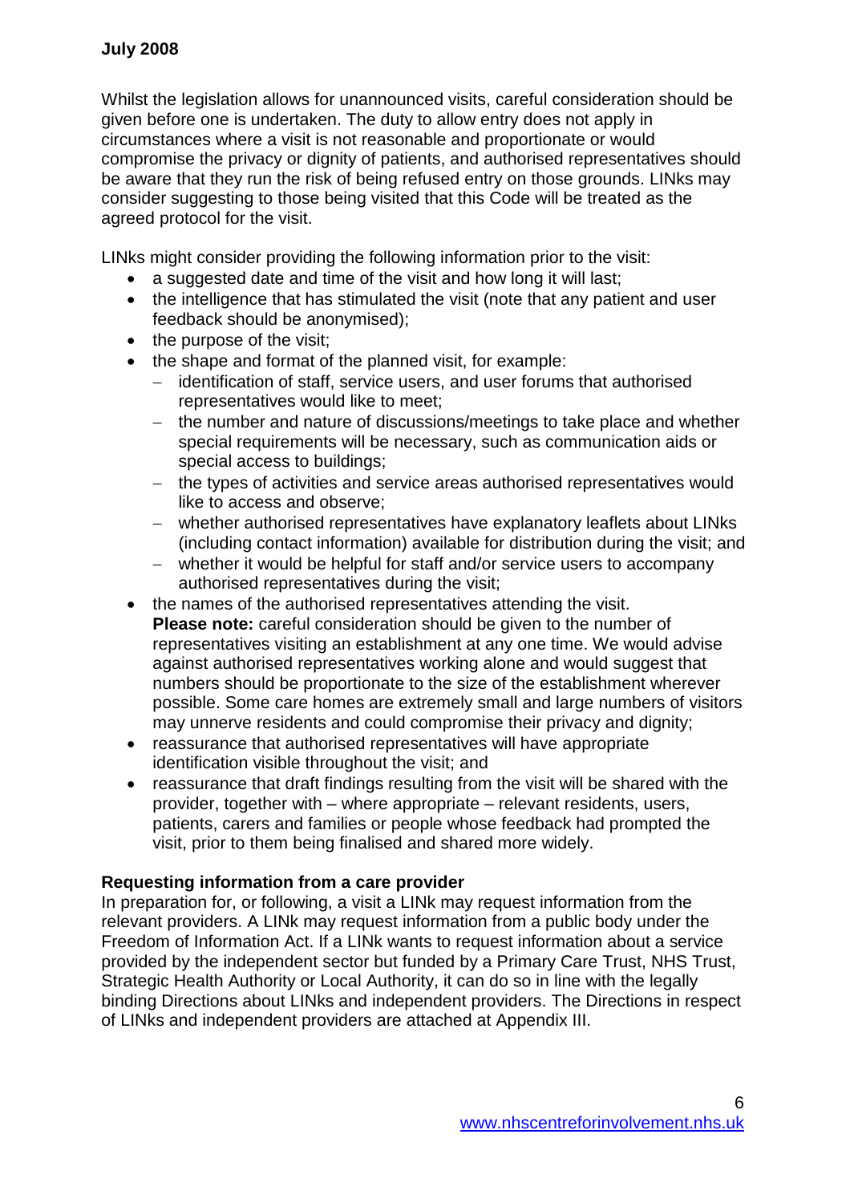Whilst the legislation allows for unannounced visits, careful consideration should be given before one is undertaken. The duty to allow entry does not apply in circumstances where a visit is not reasonable and proportionate or would compromise the privacy or dignity of patients, and authorised representatives should be aware that they run the risk of being refused entry on those grounds. LINks may consider suggesting to those being visited that this Code will be treated as the agreed protocol for the visit.

LINks might consider providing the following information prior to the visit:

- a suggested date and time of the visit and how long it will last;
- the intelligence that has stimulated the visit (note that any patient and user feedback should be anonymised);
- the purpose of the visit;
- the shape and format of the planned visit, for example:
  - identification of staff, service users, and user forums that authorised representatives would like to meet;
  - the number and nature of discussions/meetings to take place and whether special requirements will be necessary, such as communication aids or special access to buildings;
  - the types of activities and service areas authorised representatives would like to access and observe;
  - whether authorised representatives have explanatory leaflets about LINks (including contact information) available for distribution during the visit; and
  - whether it would be helpful for staff and/or service users to accompany authorised representatives during the visit;
- the names of the authorised representatives attending the visit.
  **Please note:** careful consideration should be given to the number of representatives visiting an establishment at any one time. We would advise against authorised representatives working alone and would suggest that numbers should be proportionate to the size of the establishment wherever possible. Some care homes are extremely small and large numbers of visitors may unnerve residents and could compromise their privacy and dignity;
- reassurance that authorised representatives will have appropriate identification visible throughout the visit; and
- reassurance that draft findings resulting from the visit will be shared with the provider, together with – where appropriate – relevant residents, users, patients, carers and families or people whose feedback had prompted the visit, prior to them being finalised and shared more widely.

**Requesting information from a care provider**

In preparation for, or following, a visit a LINk may request information from the relevant providers. A LINk may request information from a public body under the Freedom of Information Act. If a LINk wants to request information about a service provided by the independent sector but funded by a Primary Care Trust, NHS Trust, Strategic Health Authority or Local Authority, it can do so in line with the legally binding Directions about LINks and independent providers. The Directions in respect of LINks and independent providers are attached at Appendix III.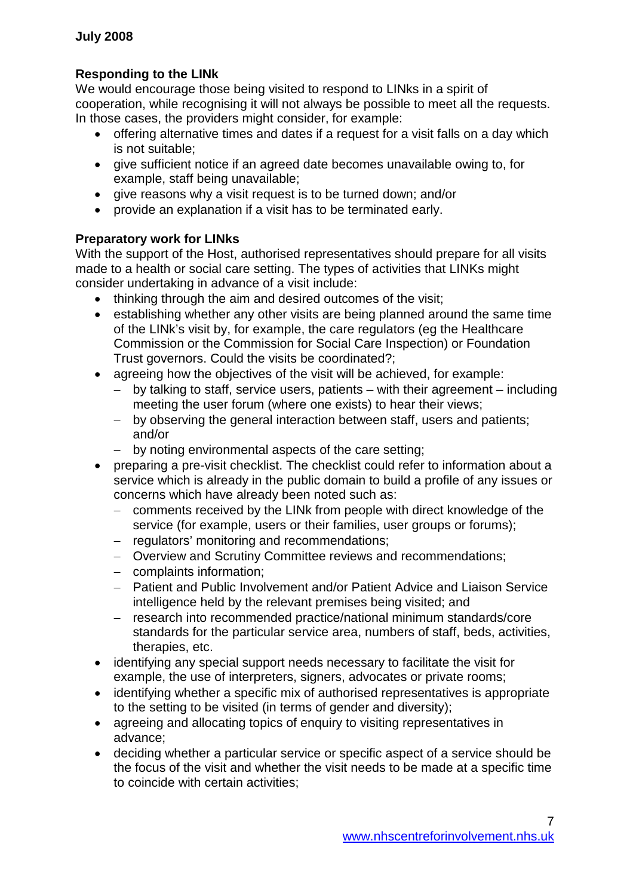**July 2008**

### Responding to the LINk

We would encourage those being visited to respond to LINks in a spirit of cooperation, while recognising it will not always be possible to meet all the requests. In those cases, the providers might consider, for example:

- offering alternative times and dates if a request for a visit falls on a day which is not suitable;
- give sufficient notice if an agreed date becomes unavailable owing to, for example, staff being unavailable;
- give reasons why a visit request is to be turned down; and/or
- provide an explanation if a visit has to be terminated early.

### Preparatory work for LINks

With the support of the Host, authorised representatives should prepare for all visits made to a health or social care setting. The types of activities that LINKs might consider undertaking in advance of a visit include:

- thinking through the aim and desired outcomes of the visit;
- establishing whether any other visits are being planned around the same time of the LINk's visit by, for example, the care regulators (eg the Healthcare Commission or the Commission for Social Care Inspection) or Foundation Trust governors. Could the visits be coordinated?;
- agreeing how the objectives of the visit will be achieved, for example:
  - by talking to staff, service users, patients – with their agreement – including meeting the user forum (where one exists) to hear their views;
  - by observing the general interaction between staff, users and patients; and/or
  - by noting environmental aspects of the care setting;
- preparing a pre-visit checklist. The checklist could refer to information about a service which is already in the public domain to build a profile of any issues or concerns which have already been noted such as:
  - comments received by the LINk from people with direct knowledge of the service (for example, users or their families, user groups or forums);
  - regulators' monitoring and recommendations;
  - Overview and Scrutiny Committee reviews and recommendations;
  - complaints information;
  - Patient and Public Involvement and/or Patient Advice and Liaison Service intelligence held by the relevant premises being visited; and
  - research into recommended practice/national minimum standards/core standards for the particular service area, numbers of staff, beds, activities, therapies, etc.
- identifying any special support needs necessary to facilitate the visit for example, the use of interpreters, signers, advocates or private rooms;
- identifying whether a specific mix of authorised representatives is appropriate to the setting to be visited (in terms of gender and diversity);
- agreeing and allocating topics of enquiry to visiting representatives in advance;
- deciding whether a particular service or specific aspect of a service should be the focus of the visit and whether the visit needs to be made at a specific time to coincide with certain activities;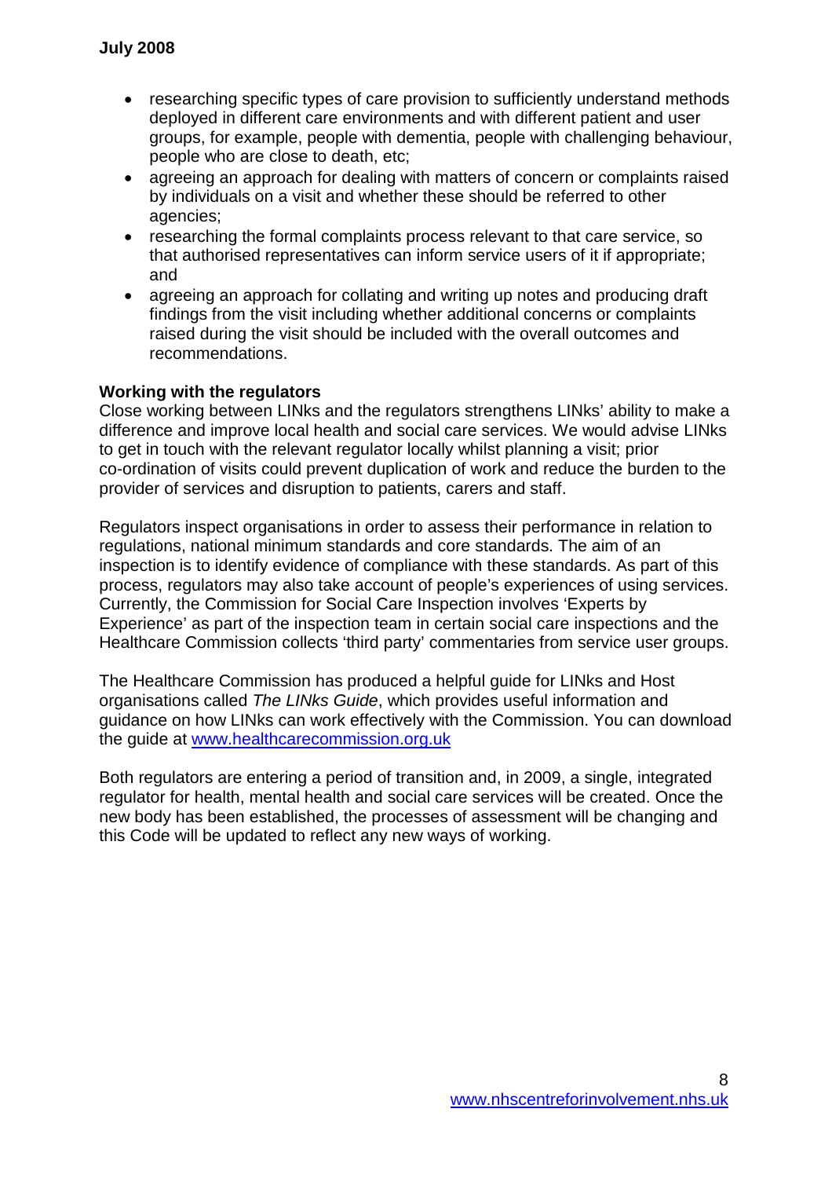- researching specific types of care provision to sufficiently understand methods deployed in different care environments and with different patient and user groups, for example, people with dementia, people with challenging behaviour, people who are close to death, etc;
- agreeing an approach for dealing with matters of concern or complaints raised by individuals on a visit and whether these should be referred to other agencies;
- researching the formal complaints process relevant to that care service, so that authorised representatives can inform service users of it if appropriate; and
- agreeing an approach for collating and writing up notes and producing draft findings from the visit including whether additional concerns or complaints raised during the visit should be included with the overall outcomes and recommendations.

**Working with the regulators**

Close working between LINks and the regulators strengthens LINks' ability to make a difference and improve local health and social care services. We would advise LINks to get in touch with the relevant regulator locally whilst planning a visit; prior co-ordination of visits could prevent duplication of work and reduce the burden to the provider of services and disruption to patients, carers and staff.

Regulators inspect organisations in order to assess their performance in relation to regulations, national minimum standards and core standards. The aim of an inspection is to identify evidence of compliance with these standards. As part of this process, regulators may also take account of people's experiences of using services. Currently, the Commission for Social Care Inspection involves 'Experts by Experience' as part of the inspection team in certain social care inspections and the Healthcare Commission collects 'third party' commentaries from service user groups.

The Healthcare Commission has produced a helpful guide for LINks and Host organisations called *The LINks Guide*, which provides useful information and guidance on how LINks can work effectively with the Commission. You can download the guide at www.healthcarecommission.org.uk

Both regulators are entering a period of transition and, in 2009, a single, integrated regulator for health, mental health and social care services will be created. Once the new body has been established, the processes of assessment will be changing and this Code will be updated to reflect any new ways of working.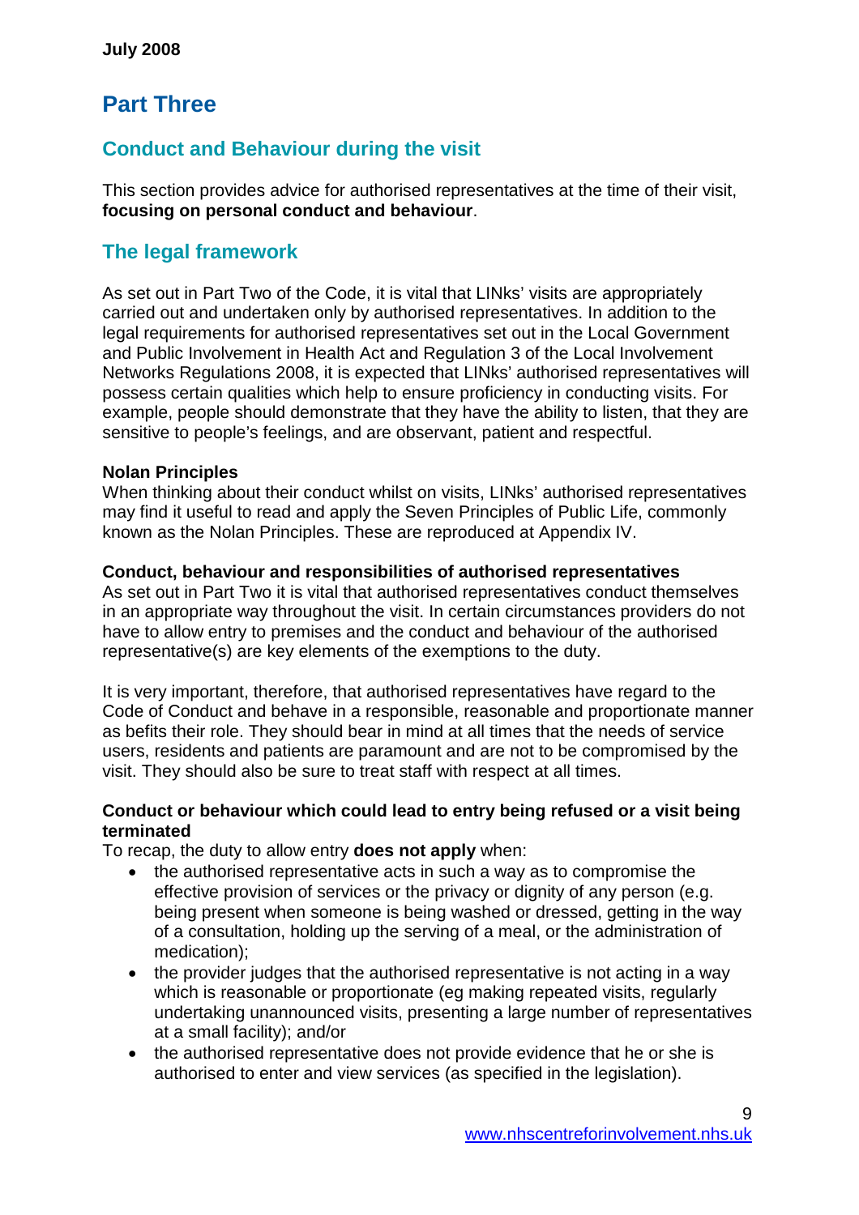# Part Three

## Conduct and Behaviour during the visit

This section provides advice for authorised representatives at the time of their visit, **focusing on personal conduct and behaviour**.

## The legal framework

As set out in Part Two of the Code, it is vital that LINks' visits are appropriately carried out and undertaken only by authorised representatives. In addition to the legal requirements for authorised representatives set out in the Local Government and Public Involvement in Health Act and Regulation 3 of the Local Involvement Networks Regulations 2008, it is expected that LINks' authorised representatives will possess certain qualities which help to ensure proficiency in conducting visits. For example, people should demonstrate that they have the ability to listen, that they are sensitive to people's feelings, and are observant, patient and respectful.

**Nolan Principles**
When thinking about their conduct whilst on visits, LINks' authorised representatives may find it useful to read and apply the Seven Principles of Public Life, commonly known as the Nolan Principles. These are reproduced at Appendix IV.

**Conduct, behaviour and responsibilities of authorised representatives**
As set out in Part Two it is vital that authorised representatives conduct themselves in an appropriate way throughout the visit. In certain circumstances providers do not have to allow entry to premises and the conduct and behaviour of the authorised representative(s) are key elements of the exemptions to the duty.

It is very important, therefore, that authorised representatives have regard to the Code of Conduct and behave in a responsible, reasonable and proportionate manner as befits their role. They should bear in mind at all times that the needs of service users, residents and patients are paramount and are not to be compromised by the visit. They should also be sure to treat staff with respect at all times.

**Conduct or behaviour which could lead to entry being refused or a visit being terminated**
To recap, the duty to allow entry **does not apply** when:

- the authorised representative acts in such a way as to compromise the effective provision of services or the privacy or dignity of any person (e.g. being present when someone is being washed or dressed, getting in the way of a consultation, holding up the serving of a meal, or the administration of medication);
- the provider judges that the authorised representative is not acting in a way which is reasonable or proportionate (eg making repeated visits, regularly undertaking unannounced visits, presenting a large number of representatives at a small facility); and/or
- the authorised representative does not provide evidence that he or she is authorised to enter and view services (as specified in the legislation).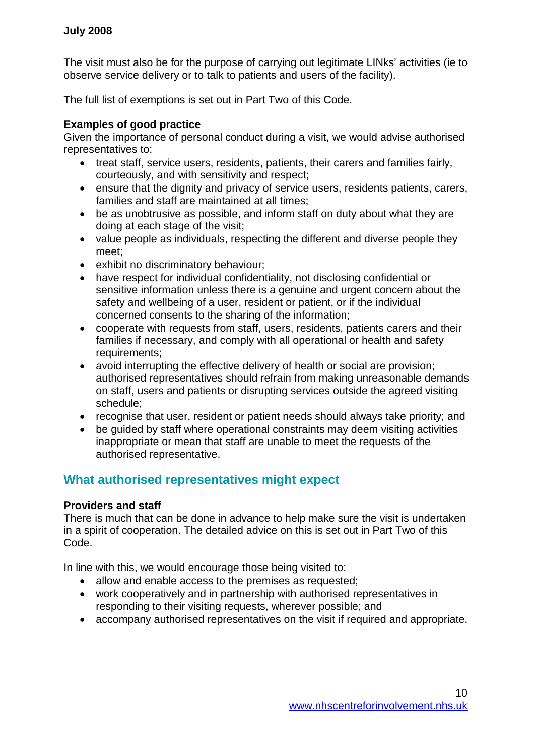The visit must also be for the purpose of carrying out legitimate LINks' activities (ie to observe service delivery or to talk to patients and users of the facility).

The full list of exemptions is set out in Part Two of this Code.

**Examples of good practice**
Given the importance of personal conduct during a visit, we would advise authorised representatives to:

- treat staff, service users, residents, patients, their carers and families fairly, courteously, and with sensitivity and respect;
- ensure that the dignity and privacy of service users, residents patients, carers, families and staff are maintained at all times;
- be as unobtrusive as possible, and inform staff on duty about what they are doing at each stage of the visit;
- value people as individuals, respecting the different and diverse people they meet;
- exhibit no discriminatory behaviour;
- have respect for individual confidentiality, not disclosing confidential or sensitive information unless there is a genuine and urgent concern about the safety and wellbeing of a user, resident or patient, or if the individual concerned consents to the sharing of the information;
- cooperate with requests from staff, users, residents, patients carers and their families if necessary, and comply with all operational or health and safety requirements;
- avoid interrupting the effective delivery of health or social are provision; authorised representatives should refrain from making unreasonable demands on staff, users and patients or disrupting services outside the agreed visiting schedule;
- recognise that user, resident or patient needs should always take priority; and
- be guided by staff where operational constraints may deem visiting activities inappropriate or mean that staff are unable to meet the requests of the authorised representative.

## What authorised representatives might expect

**Providers and staff**
There is much that can be done in advance to help make sure the visit is undertaken in a spirit of cooperation. The detailed advice on this is set out in Part Two of this Code.

In line with this, we would encourage those being visited to:

- allow and enable access to the premises as requested;
- work cooperatively and in partnership with authorised representatives in responding to their visiting requests, wherever possible; and
- accompany authorised representatives on the visit if required and appropriate.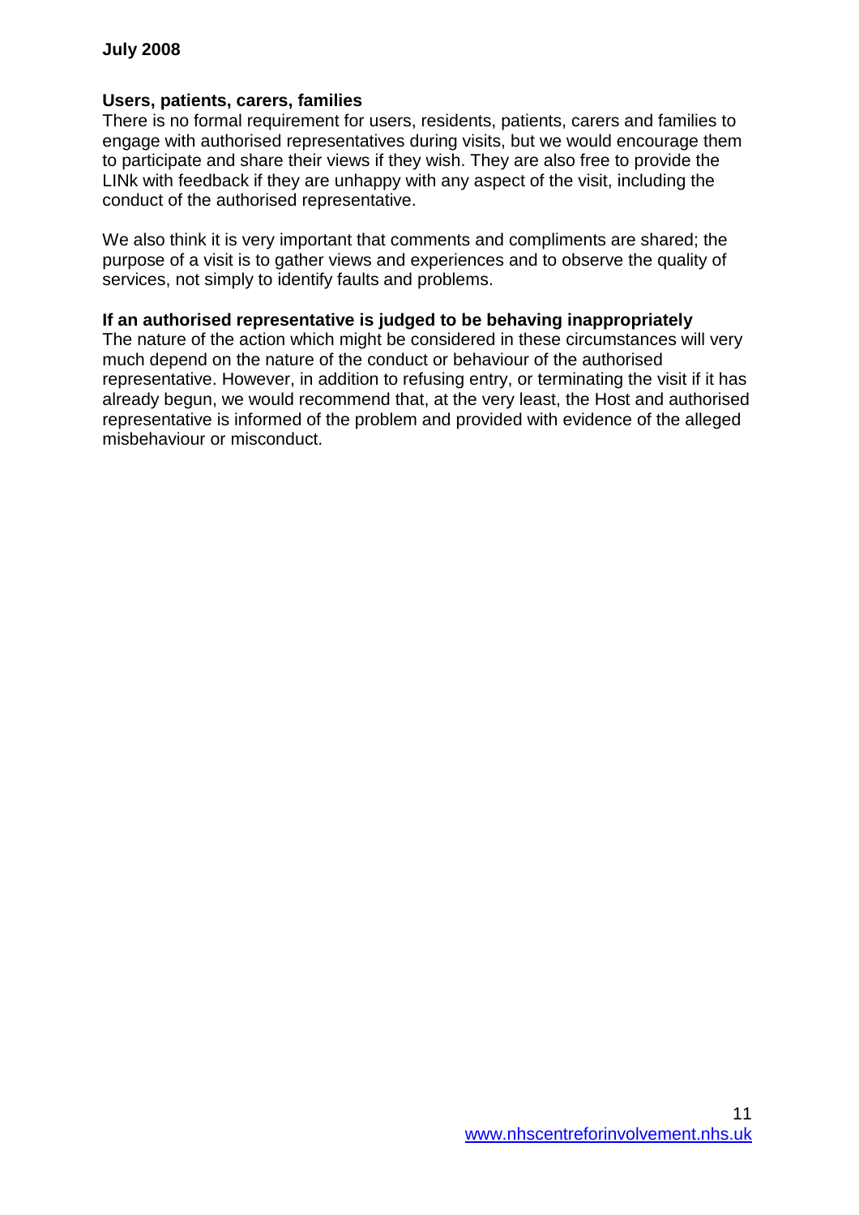**Users, patients, carers, families**

There is no formal requirement for users, residents, patients, carers and families to engage with authorised representatives during visits, but we would encourage them to participate and share their views if they wish. They are also free to provide the LINk with feedback if they are unhappy with any aspect of the visit, including the conduct of the authorised representative.

We also think it is very important that comments and compliments are shared; the purpose of a visit is to gather views and experiences and to observe the quality of services, not simply to identify faults and problems.

**If an authorised representative is judged to be behaving inappropriately**

The nature of the action which might be considered in these circumstances will very much depend on the nature of the conduct or behaviour of the authorised representative. However, in addition to refusing entry, or terminating the visit if it has already begun, we would recommend that, at the very least, the Host and authorised representative is informed of the problem and provided with evidence of the alleged misbehaviour or misconduct.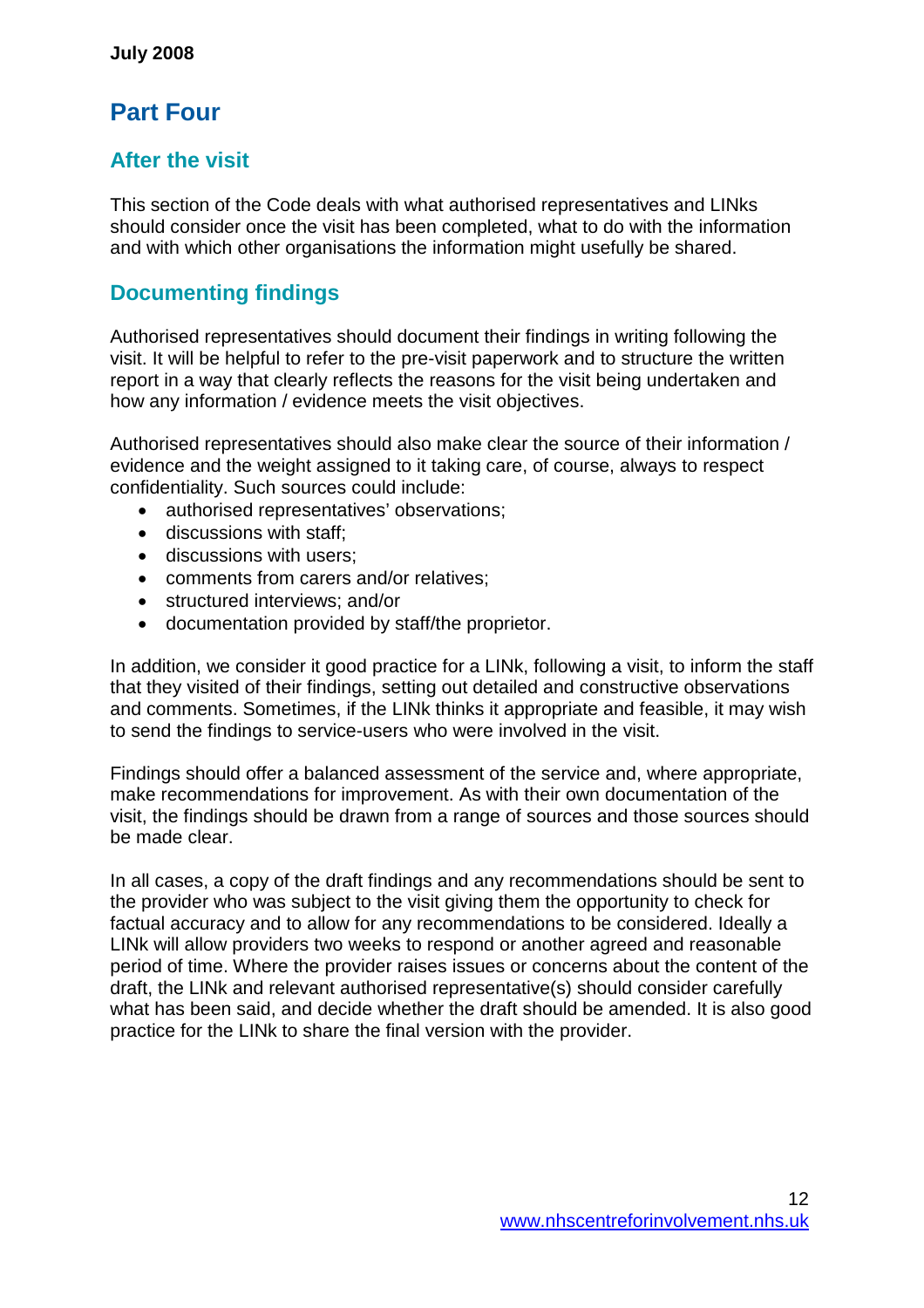## Part Four

### After the visit

This section of the Code deals with what authorised representatives and LINks should consider once the visit has been completed, what to do with the information and with which other organisations the information might usefully be shared.

### Documenting findings

Authorised representatives should document their findings in writing following the visit. It will be helpful to refer to the pre-visit paperwork and to structure the written report in a way that clearly reflects the reasons for the visit being undertaken and how any information / evidence meets the visit objectives.

Authorised representatives should also make clear the source of their information / evidence and the weight assigned to it taking care, of course, always to respect confidentiality. Such sources could include:

- authorised representatives' observations;
- discussions with staff;
- discussions with users;
- comments from carers and/or relatives;
- structured interviews; and/or
- documentation provided by staff/the proprietor.

In addition, we consider it good practice for a LINk, following a visit, to inform the staff that they visited of their findings, setting out detailed and constructive observations and comments. Sometimes, if the LINk thinks it appropriate and feasible, it may wish to send the findings to service-users who were involved in the visit.

Findings should offer a balanced assessment of the service and, where appropriate, make recommendations for improvement. As with their own documentation of the visit, the findings should be drawn from a range of sources and those sources should be made clear.

In all cases, a copy of the draft findings and any recommendations should be sent to the provider who was subject to the visit giving them the opportunity to check for factual accuracy and to allow for any recommendations to be considered. Ideally a LINk will allow providers two weeks to respond or another agreed and reasonable period of time. Where the provider raises issues or concerns about the content of the draft, the LINk and relevant authorised representative(s) should consider carefully what has been said, and decide whether the draft should be amended. It is also good practice for the LINk to share the final version with the provider.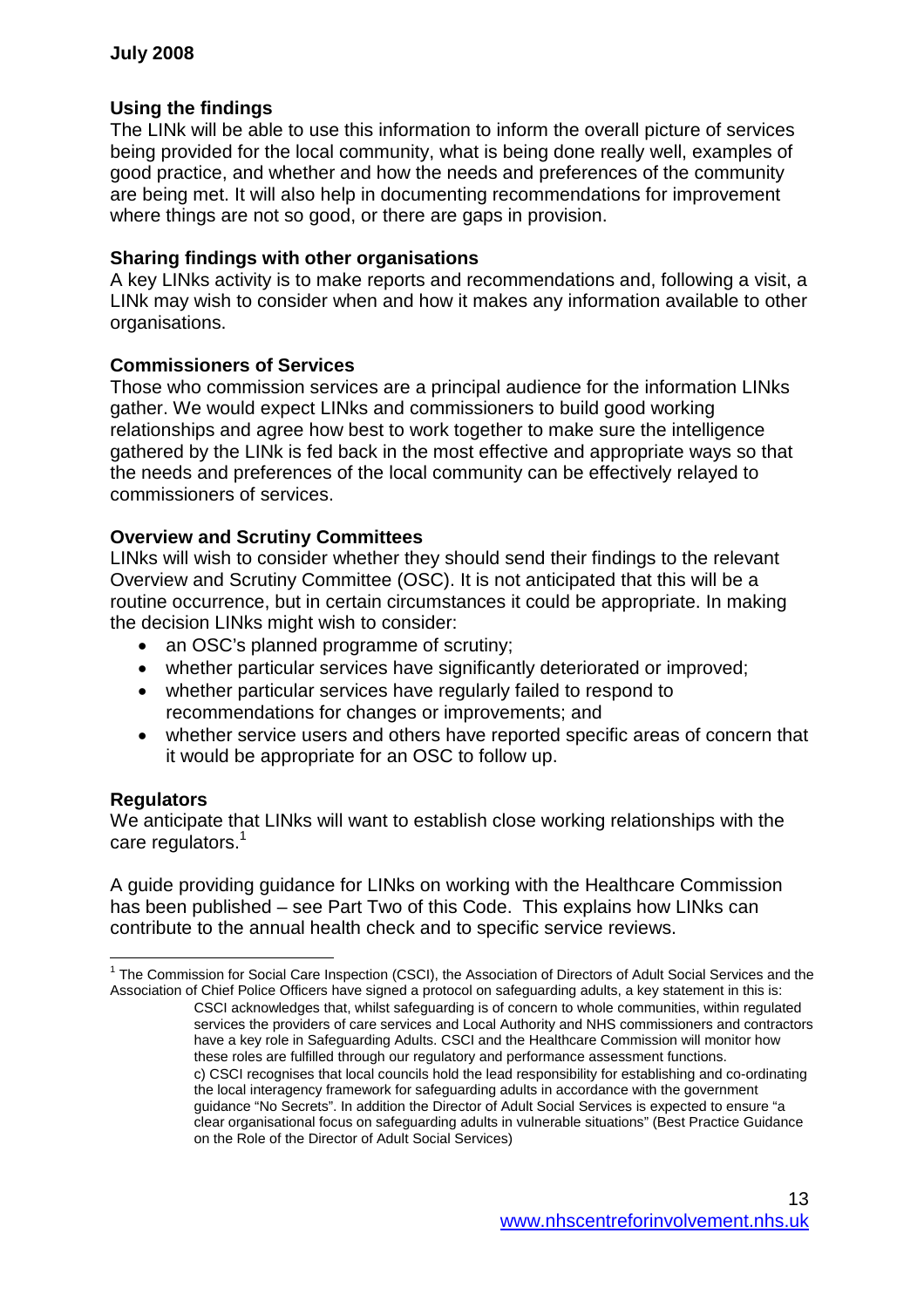**July 2008**

## Using the findings

The LINk will be able to use this information to inform the overall picture of services being provided for the local community, what is being done really well, examples of good practice, and whether and how the needs and preferences of the community are being met. It will also help in documenting recommendations for improvement where things are not so good, or there are gaps in provision.

## Sharing findings with other organisations

A key LINks activity is to make reports and recommendations and, following a visit, a LINk may wish to consider when and how it makes any information available to other organisations.

## Commissioners of Services

Those who commission services are a principal audience for the information LINks gather. We would expect LINks and commissioners to build good working relationships and agree how best to work together to make sure the intelligence gathered by the LINk is fed back in the most effective and appropriate ways so that the needs and preferences of the local community can be effectively relayed to commissioners of services.

## Overview and Scrutiny Committees

LINks will wish to consider whether they should send their findings to the relevant Overview and Scrutiny Committee (OSC). It is not anticipated that this will be a routine occurrence, but in certain circumstances it could be appropriate. In making the decision LINks might wish to consider:

- an OSC's planned programme of scrutiny;
- whether particular services have significantly deteriorated or improved;
- whether particular services have regularly failed to respond to recommendations for changes or improvements; and
- whether service users and others have reported specific areas of concern that it would be appropriate for an OSC to follow up.

## Regulators

We anticipate that LINks will want to establish close working relationships with the care regulators.[1]

A guide providing guidance for LINks on working with the Healthcare Commission has been published – see Part Two of this Code. This explains how LINks can contribute to the annual health check and to specific service reviews.

---

[1] The Commission for Social Care Inspection (CSCI), the Association of Directors of Adult Social Services and the Association of Chief Police Officers have signed a protocol on safeguarding adults, a key statement in this is:

> CSCI acknowledges that, whilst safeguarding is of concern to whole communities, within regulated services the providers of care services and Local Authority and NHS commissioners and contractors have a key role in Safeguarding Adults. CSCI and the Healthcare Commission will monitor how these roles are fulfilled through our regulatory and performance assessment functions.
>
> c) CSCI recognises that local councils hold the lead responsibility for establishing and co-ordinating the local interagency framework for safeguarding adults in accordance with the government guidance "No Secrets". In addition the Director of Adult Social Services is expected to ensure "a clear organisational focus on safeguarding adults in vulnerable situations" (Best Practice Guidance on the Role of the Director of Adult Social Services)

www.nhscentreforinvolvement.nhs.uk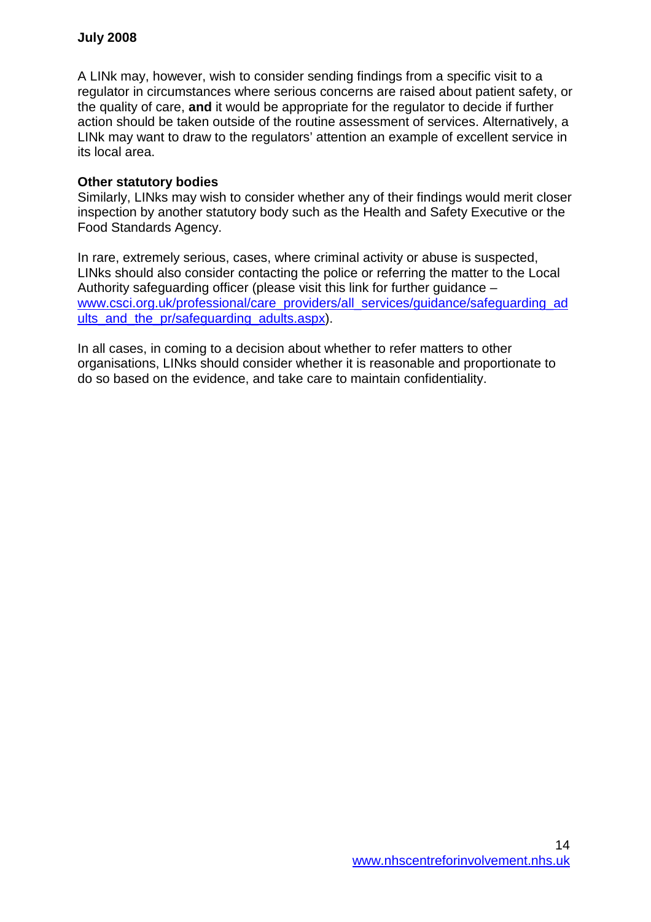A LINk may, however, wish to consider sending findings from a specific visit to a regulator in circumstances where serious concerns are raised about patient safety, or the quality of care, **and** it would be appropriate for the regulator to decide if further action should be taken outside of the routine assessment of services. Alternatively, a LINk may want to draw to the regulators' attention an example of excellent service in its local area.

**Other statutory bodies**
Similarly, LINks may wish to consider whether any of their findings would merit closer inspection by another statutory body such as the Health and Safety Executive or the Food Standards Agency.

In rare, extremely serious, cases, where criminal activity or abuse is suspected, LINks should also consider contacting the police or referring the matter to the Local Authority safeguarding officer (please visit this link for further guidance – www.csci.org.uk/professional/care_providers/all_services/guidance/safeguarding_adults_and_the_pr/safeguarding_adults.aspx).

In all cases, in coming to a decision about whether to refer matters to other organisations, LINks should consider whether it is reasonable and proportionate to do so based on the evidence, and take care to maintain confidentiality.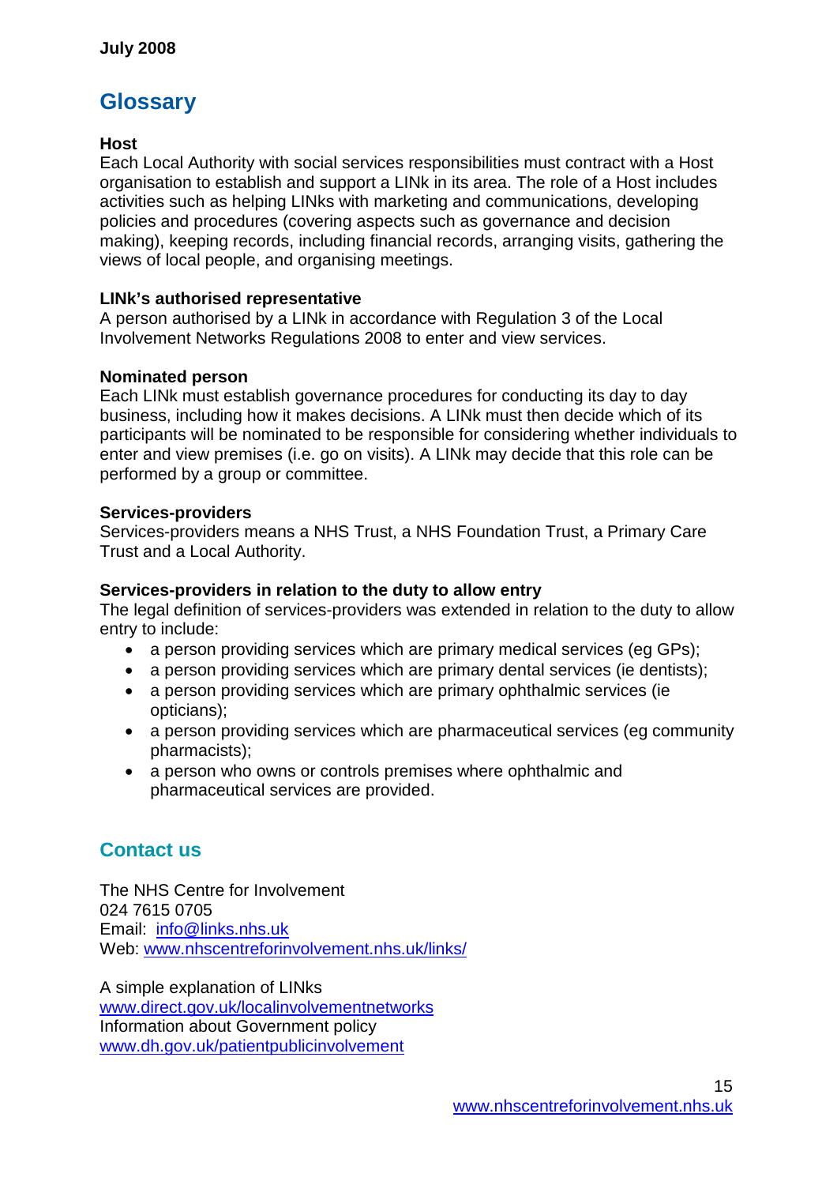## Glossary

**Host**
Each Local Authority with social services responsibilities must contract with a Host organisation to establish and support a LINk in its area. The role of a Host includes activities such as helping LINks with marketing and communications, developing policies and procedures (covering aspects such as governance and decision making), keeping records, including financial records, arranging visits, gathering the views of local people, and organising meetings.

**LINk's authorised representative**
A person authorised by a LINk in accordance with Regulation 3 of the Local Involvement Networks Regulations 2008 to enter and view services.

**Nominated person**
Each LINk must establish governance procedures for conducting its day to day business, including how it makes decisions. A LINk must then decide which of its participants will be nominated to be responsible for considering whether individuals to enter and view premises (i.e. go on visits). A LINk may decide that this role can be performed by a group or committee.

**Services-providers**
Services-providers means a NHS Trust, a NHS Foundation Trust, a Primary Care Trust and a Local Authority.

**Services-providers in relation to the duty to allow entry**
The legal definition of services-providers was extended in relation to the duty to allow entry to include:

- a person providing services which are primary medical services (eg GPs);
- a person providing services which are primary dental services (ie dentists);
- a person providing services which are primary ophthalmic services (ie opticians);
- a person providing services which are pharmaceutical services (eg community pharmacists);
- a person who owns or controls premises where ophthalmic and pharmaceutical services are provided.

## Contact us

The NHS Centre for Involvement
024 7615 0705
Email: info@links.nhs.uk
Web: www.nhscentreforinvolvement.nhs.uk/links/

A simple explanation of LINks
www.direct.gov.uk/localinvolvementnetworks
Information about Government policy
www.dh.gov.uk/patientpublicinvolvement